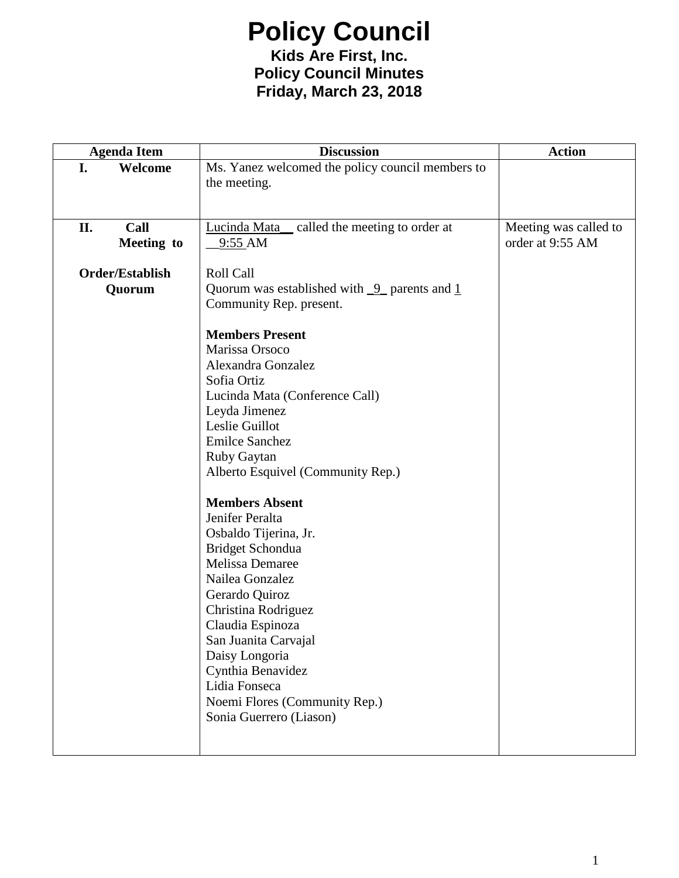# Policy Council

**Kids Are First, Inc.**
**Policy Council Minutes**
**Friday, March 23, 2018**

| Agenda Item | Discussion | Action |
|---|---|---|
| **I. Welcome** | Ms. Yanez welcomed the policy council members to the meeting. | |
| **II. Call Meeting to Order/Establish Quorum** | Lucinda Mata__ called the meeting to order at __9:55 AM<br><br>Roll Call<br>Quorum was established with _9_ parents and 1 Community Rep. present.<br><br>**Members Present**<br>Marissa Orsoco<br>Alexandra Gonzalez<br>Sofia Ortiz<br>Lucinda Mata (Conference Call)<br>Leyda Jimenez<br>Leslie Guillot<br>Emilce Sanchez<br>Ruby Gaytan<br>Alberto Esquivel (Community Rep.)<br><br>**Members Absent**<br>Jenifer Peralta<br>Osbaldo Tijerina, Jr.<br>Bridget Schondua<br>Melissa Demaree<br>Nailea Gonzalez<br>Gerardo Quiroz<br>Christina Rodriguez<br>Claudia Espinoza<br>San Juanita Carvajal<br>Daisy Longoria<br>Cynthia Benavidez<br>Lidia Fonseca<br>Noemi Flores (Community Rep.)<br>Sonia Guerrero (Liason) | Meeting was called to order at 9:55 AM |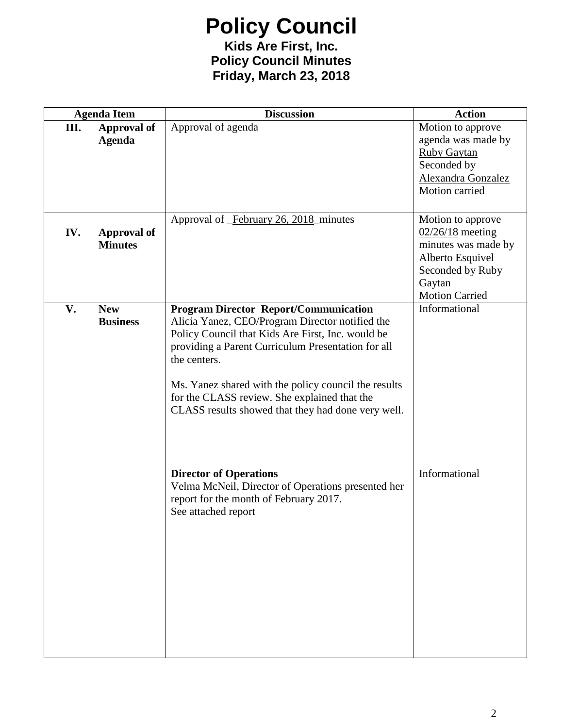# Policy Council

**Kids Are First, Inc.**
**Policy Council Minutes**
**Friday, March 23, 2018**

| Agenda Item | Discussion | Action |
|---|---|---|
| **III. Approval of Agenda** | Approval of agenda | Motion to approve agenda was made by Ruby Gaytan Seconded by Alexandra Gonzalez Motion carried |
| **IV. Approval of Minutes** | Approval of _February 26, 2018_minutes | Motion to approve 02/26/18 meeting minutes was made by Alberto Esquivel Seconded by Ruby Gaytan Motion Carried |
| **V. New Business** | **Program Director Report/Communication** Alicia Yanez, CEO/Program Director notified the Policy Council that Kids Are First, Inc. would be providing a Parent Curriculum Presentation for all the centers.<br><br>Ms. Yanez shared with the policy council the results for the CLASS review. She explained that the CLASS results showed that they had done very well. | Informational |
| | **Director of Operations** Velma McNeil, Director of Operations presented her report for the month of February 2017. See attached report | Informational |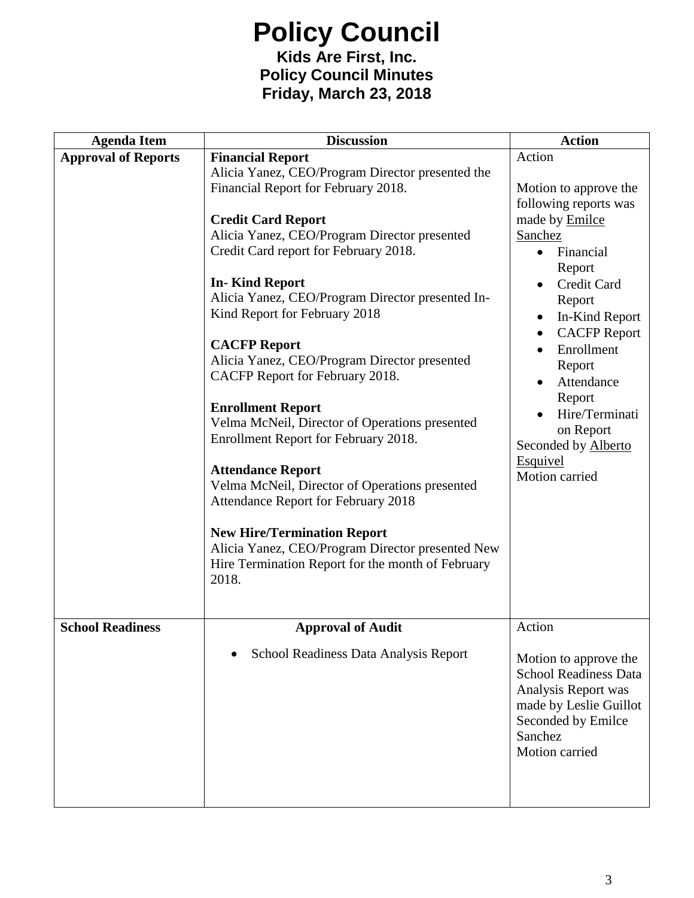# Policy Council

**Kids Are First, Inc.**
**Policy Council Minutes**
**Friday, March 23, 2018**

| Agenda Item | Discussion | Action |
|---|---|---|
| **Approval of Reports** | **Financial Report**<br>Alicia Yanez, CEO/Program Director presented the Financial Report for February 2018.<br><br>**Credit Card Report**<br>Alicia Yanez, CEO/Program Director presented Credit Card report for February 2018.<br><br>**In- Kind Report**<br>Alicia Yanez, CEO/Program Director presented In-Kind Report for February 2018<br><br>**CACFP Report**<br>Alicia Yanez, CEO/Program Director presented CACFP Report for February 2018.<br><br>**Enrollment Report**<br>Velma McNeil, Director of Operations presented Enrollment Report for February 2018.<br><br>**Attendance Report**<br>Velma McNeil, Director of Operations presented Attendance Report for February 2018<br><br>**New Hire/Termination Report**<br>Alicia Yanez, CEO/Program Director presented New Hire Termination Report for the month of February 2018. | Action<br><br>Motion to approve the following reports was made by <u>Emilce Sanchez</u><br>• Financial Report<br>• Credit Card Report<br>• In-Kind Report<br>• CACFP Report<br>• Enrollment Report<br>• Attendance Report<br>• Hire/Termination Report<br>Seconded by <u>Alberto Esquivel</u><br>Motion carried |
| **School Readiness** | **Approval of Audit**<br>• School Readiness Data Analysis Report | Action<br><br>Motion to approve the School Readiness Data Analysis Report was made by Leslie Guillot Seconded by Emilce Sanchez<br>Motion carried |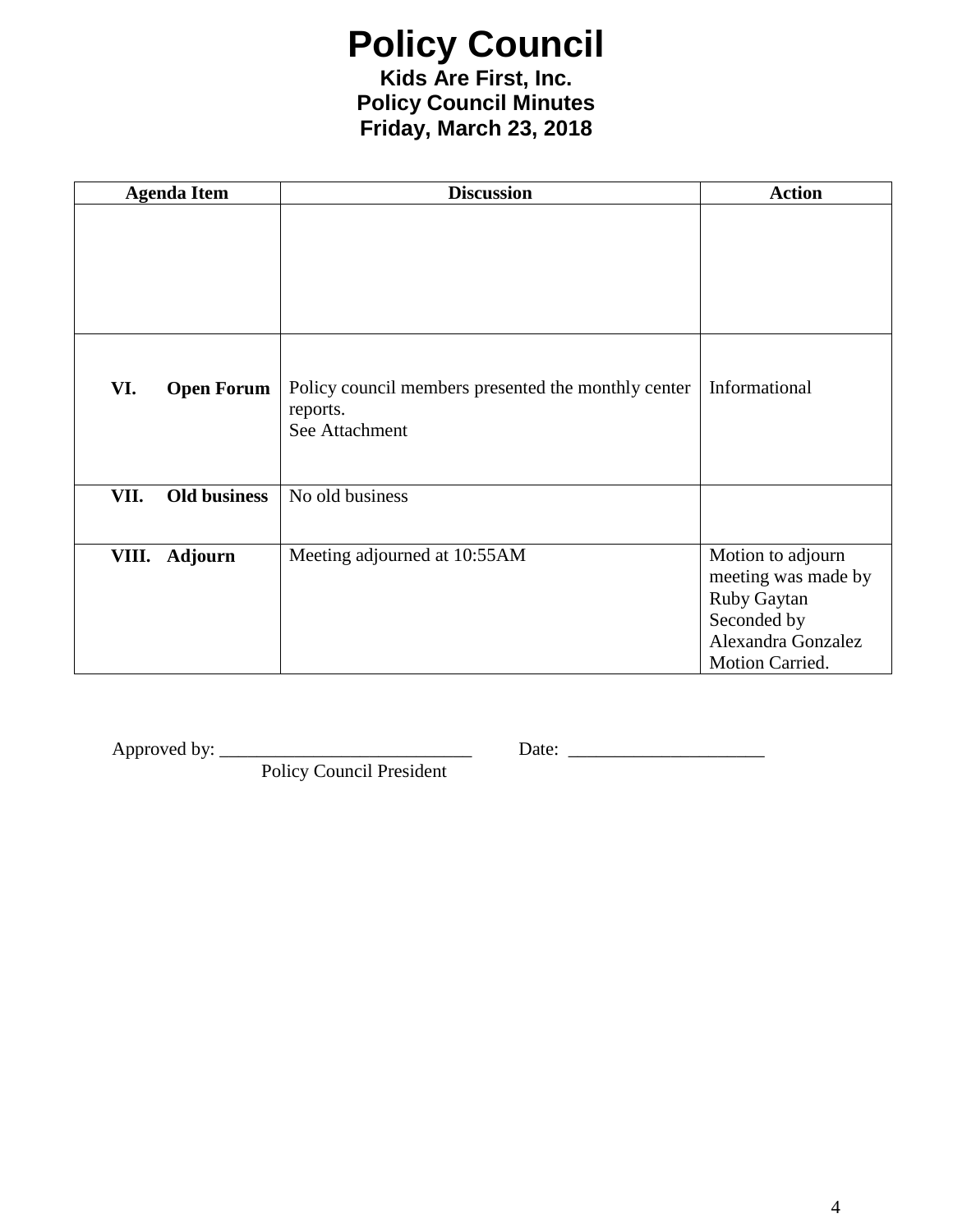# Policy Council

**Kids Are First, Inc.**
**Policy Council Minutes**
**Friday, March 23, 2018**

| Agenda Item | Discussion | Action |
|---|---|---|
| | | |
| **VI. Open Forum** | Policy council members presented the monthly center reports.<br>See Attachment | Informational |
| **VII. Old business** | No old business | |
| **VIII. Adjourn** | Meeting adjourned at 10:55AM | Motion to adjourn meeting was made by Ruby Gaytan<br>Seconded by Alexandra Gonzalez<br>Motion Carried. |

Approved by: ___________________________ Date: _____________________
Policy Council President